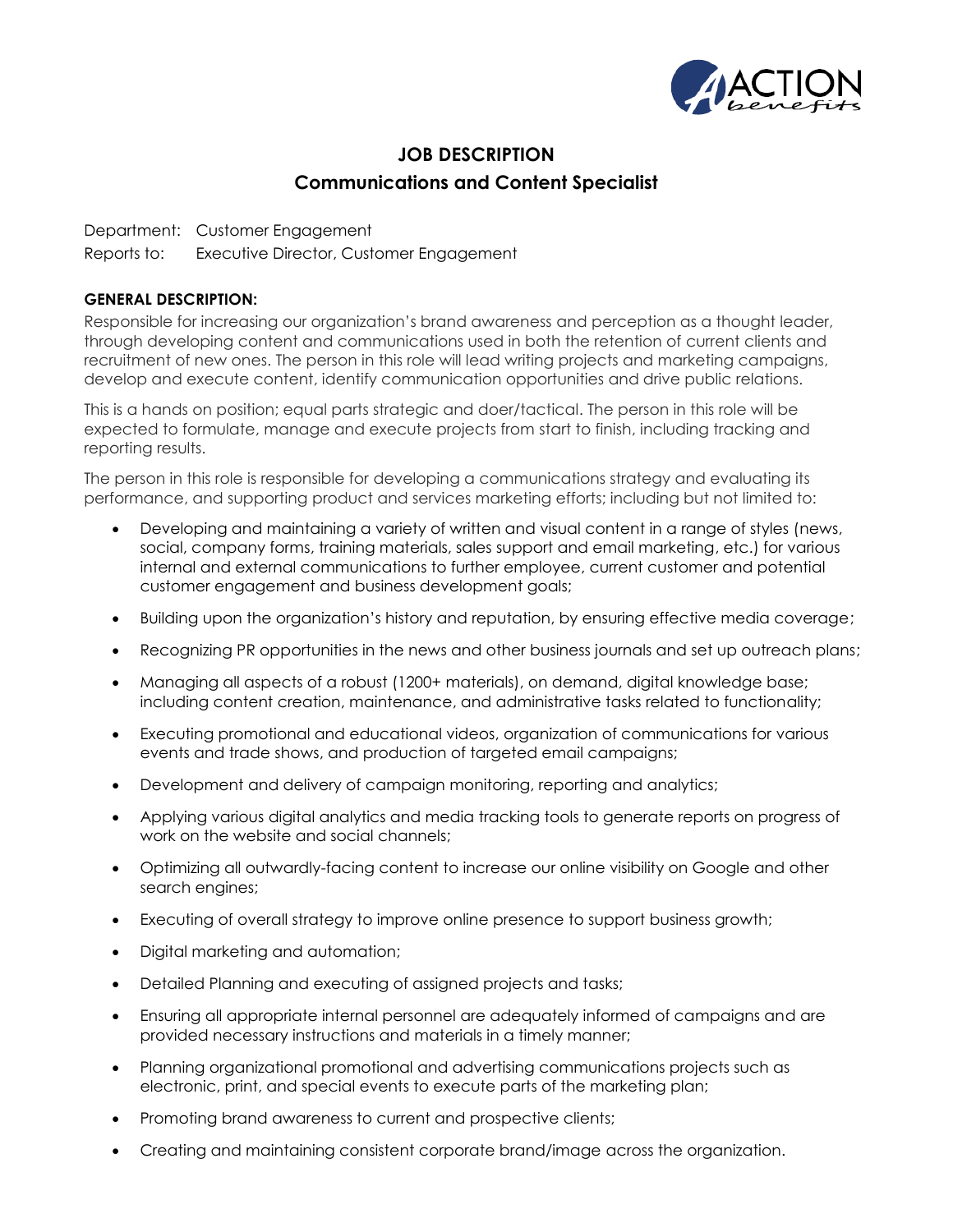# JOB DESCRIPTION

## Communications and Content Specialist

Department: Customer Engagement
Reports to: Executive Director, Customer Engagement

**GENERAL DESCRIPTION:**

Responsible for increasing our organization's brand awareness and perception as a thought leader, through developing content and communications used in both the retention of current clients and recruitment of new ones. The person in this role will lead writing projects and marketing campaigns, develop and execute content, identify communication opportunities and drive public relations.

This is a hands on position; equal parts strategic and doer/tactical. The person in this role will be expected to formulate, manage and execute projects from start to finish, including tracking and reporting results.

The person in this role is responsible for developing a communications strategy and evaluating its performance, and supporting product and services marketing efforts; including but not limited to:

- Developing and maintaining a variety of written and visual content in a range of styles (news, social, company forms, training materials, sales support and email marketing, etc.) for various internal and external communications to further employee, current customer and potential customer engagement and business development goals;
- Building upon the organization's history and reputation, by ensuring effective media coverage;
- Recognizing PR opportunities in the news and other business journals and set up outreach plans;
- Managing all aspects of a robust (1200+ materials), on demand, digital knowledge base; including content creation, maintenance, and administrative tasks related to functionality;
- Executing promotional and educational videos, organization of communications for various events and trade shows, and production of targeted email campaigns;
- Development and delivery of campaign monitoring, reporting and analytics;
- Applying various digital analytics and media tracking tools to generate reports on progress of work on the website and social channels;
- Optimizing all outwardly-facing content to increase our online visibility on Google and other search engines;
- Executing of overall strategy to improve online presence to support business growth;
- Digital marketing and automation;
- Detailed Planning and executing of assigned projects and tasks;
- Ensuring all appropriate internal personnel are adequately informed of campaigns and are provided necessary instructions and materials in a timely manner;
- Planning organizational promotional and advertising communications projects such as electronic, print, and special events to execute parts of the marketing plan;
- Promoting brand awareness to current and prospective clients;
- Creating and maintaining consistent corporate brand/image across the organization.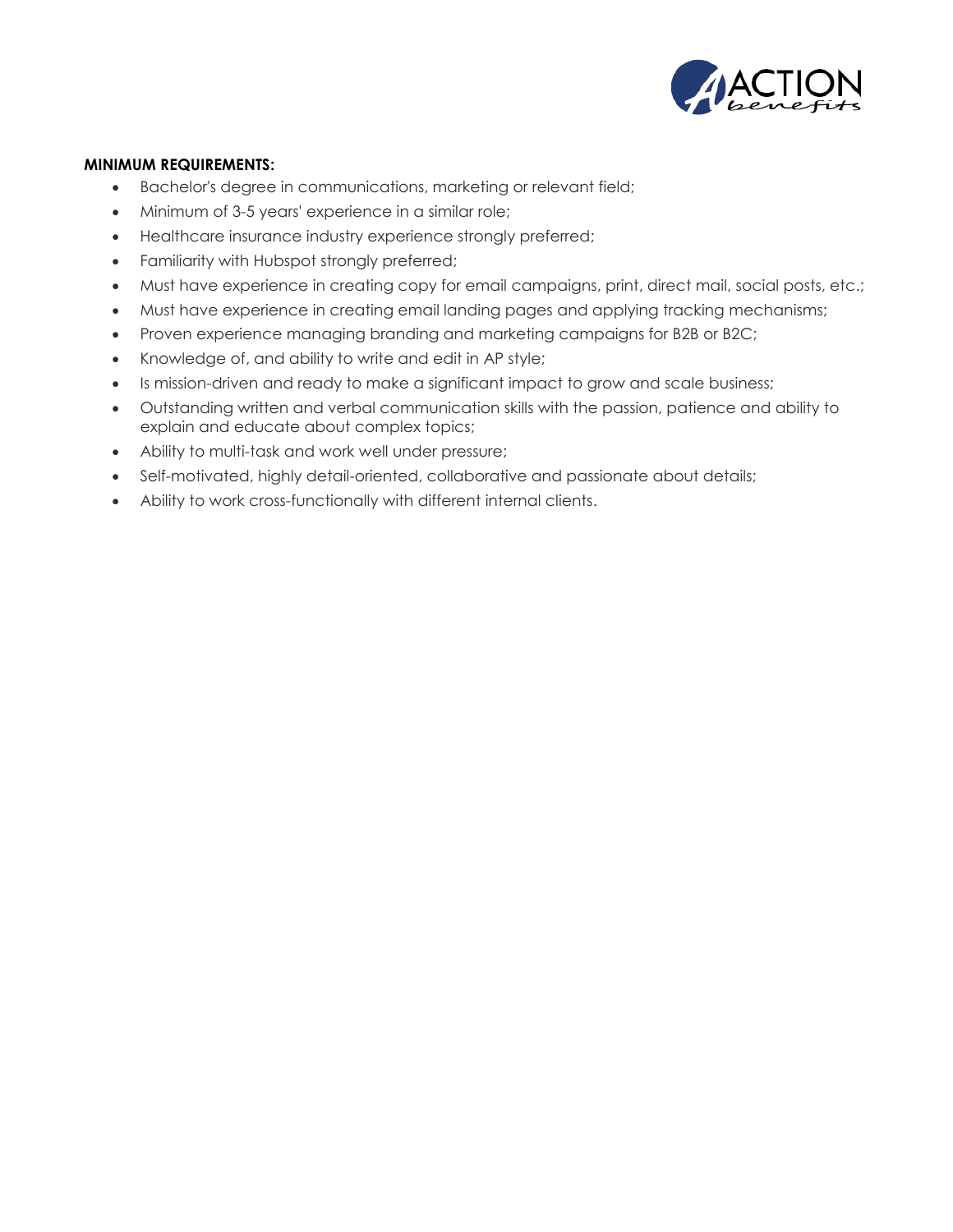**MINIMUM REQUIREMENTS:**

- Bachelor's degree in communications, marketing or relevant field;
- Minimum of 3-5 years' experience in a similar role;
- Healthcare insurance industry experience strongly preferred;
- Familiarity with Hubspot strongly preferred;
- Must have experience in creating copy for email campaigns, print, direct mail, social posts, etc.;
- Must have experience in creating email landing pages and applying tracking mechanisms;
- Proven experience managing branding and marketing campaigns for B2B or B2C;
- Knowledge of, and ability to write and edit in AP style;
- Is mission-driven and ready to make a significant impact to grow and scale business;
- Outstanding written and verbal communication skills with the passion, patience and ability to explain and educate about complex topics;
- Ability to multi-task and work well under pressure;
- Self-motivated, highly detail-oriented, collaborative and passionate about details;
- Ability to work cross-functionally with different internal clients.